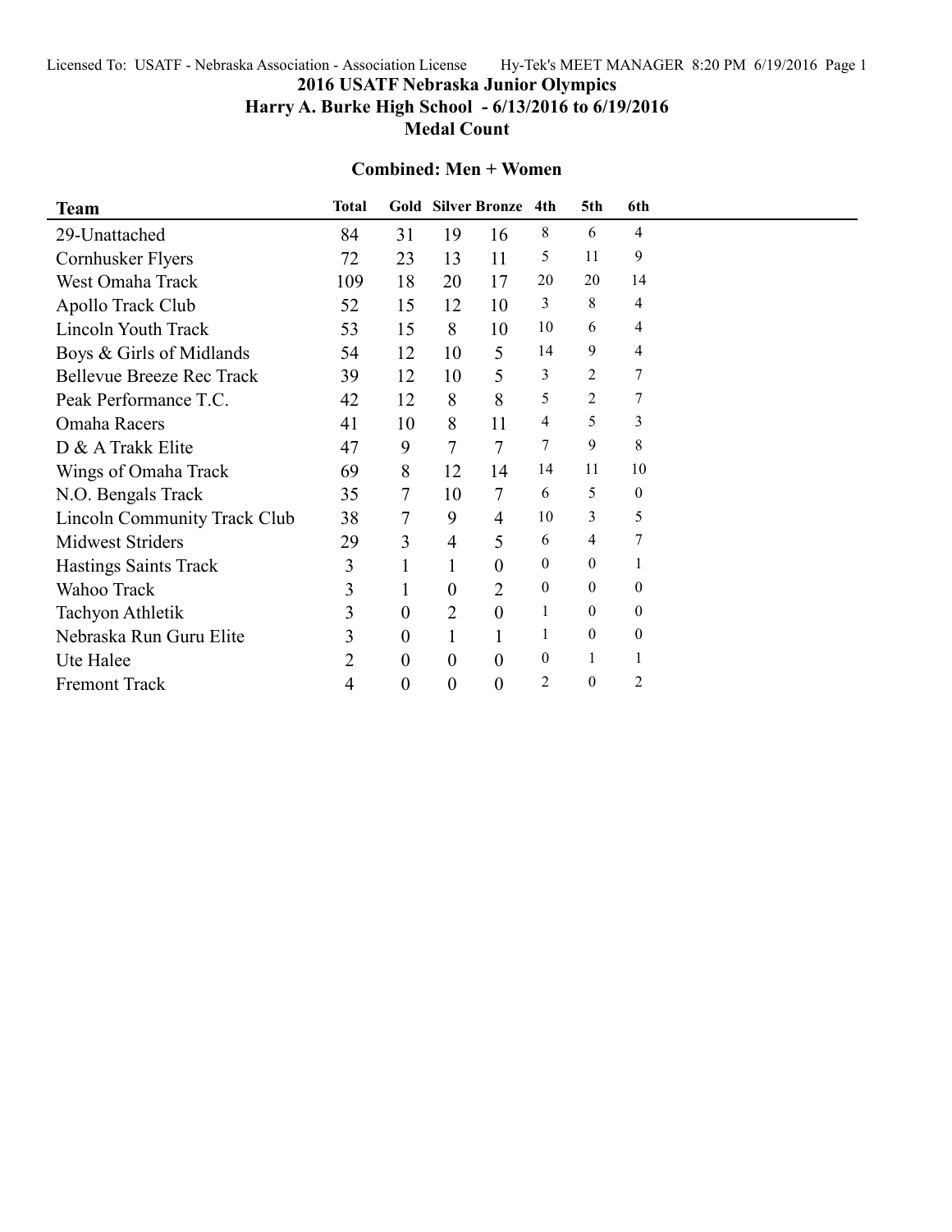# 2016 USATF Nebraska Junior Olympics

## Harry A. Burke High School - 6/13/2016 to 6/19/2016

## Medal Count

### Combined: Men + Women

| Team | Total | Gold | Silver | Bronze | 4th | 5th | 6th |
|---|---|---|---|---|---|---|---|
| 29-Unattached | 84 | 31 | 19 | 16 | 8 | 6 | 4 |
| Cornhusker Flyers | 72 | 23 | 13 | 11 | 5 | 11 | 9 |
| West Omaha Track | 109 | 18 | 20 | 17 | 20 | 20 | 14 |
| Apollo Track Club | 52 | 15 | 12 | 10 | 3 | 8 | 4 |
| Lincoln Youth Track | 53 | 15 | 8 | 10 | 10 | 6 | 4 |
| Boys & Girls of Midlands | 54 | 12 | 10 | 5 | 14 | 9 | 4 |
| Bellevue Breeze Rec Track | 39 | 12 | 10 | 5 | 3 | 2 | 7 |
| Peak Performance T.C. | 42 | 12 | 8 | 8 | 5 | 2 | 7 |
| Omaha Racers | 41 | 10 | 8 | 11 | 4 | 5 | 3 |
| D & A Trakk Elite | 47 | 9 | 7 | 7 | 7 | 9 | 8 |
| Wings of Omaha Track | 69 | 8 | 12 | 14 | 14 | 11 | 10 |
| N.O. Bengals Track | 35 | 7 | 10 | 7 | 6 | 5 | 0 |
| Lincoln Community Track Club | 38 | 7 | 9 | 4 | 10 | 3 | 5 |
| Midwest Striders | 29 | 3 | 4 | 5 | 6 | 4 | 7 |
| Hastings Saints Track | 3 | 1 | 1 | 0 | 0 | 0 | 1 |
| Wahoo Track | 3 | 1 | 0 | 2 | 0 | 0 | 0 |
| Tachyon Athletik | 3 | 0 | 2 | 0 | 1 | 0 | 0 |
| Nebraska Run Guru Elite | 3 | 0 | 1 | 1 | 1 | 0 | 0 |
| Ute Halee | 2 | 0 | 0 | 0 | 0 | 1 | 1 |
| Fremont Track | 4 | 0 | 0 | 0 | 2 | 0 | 2 |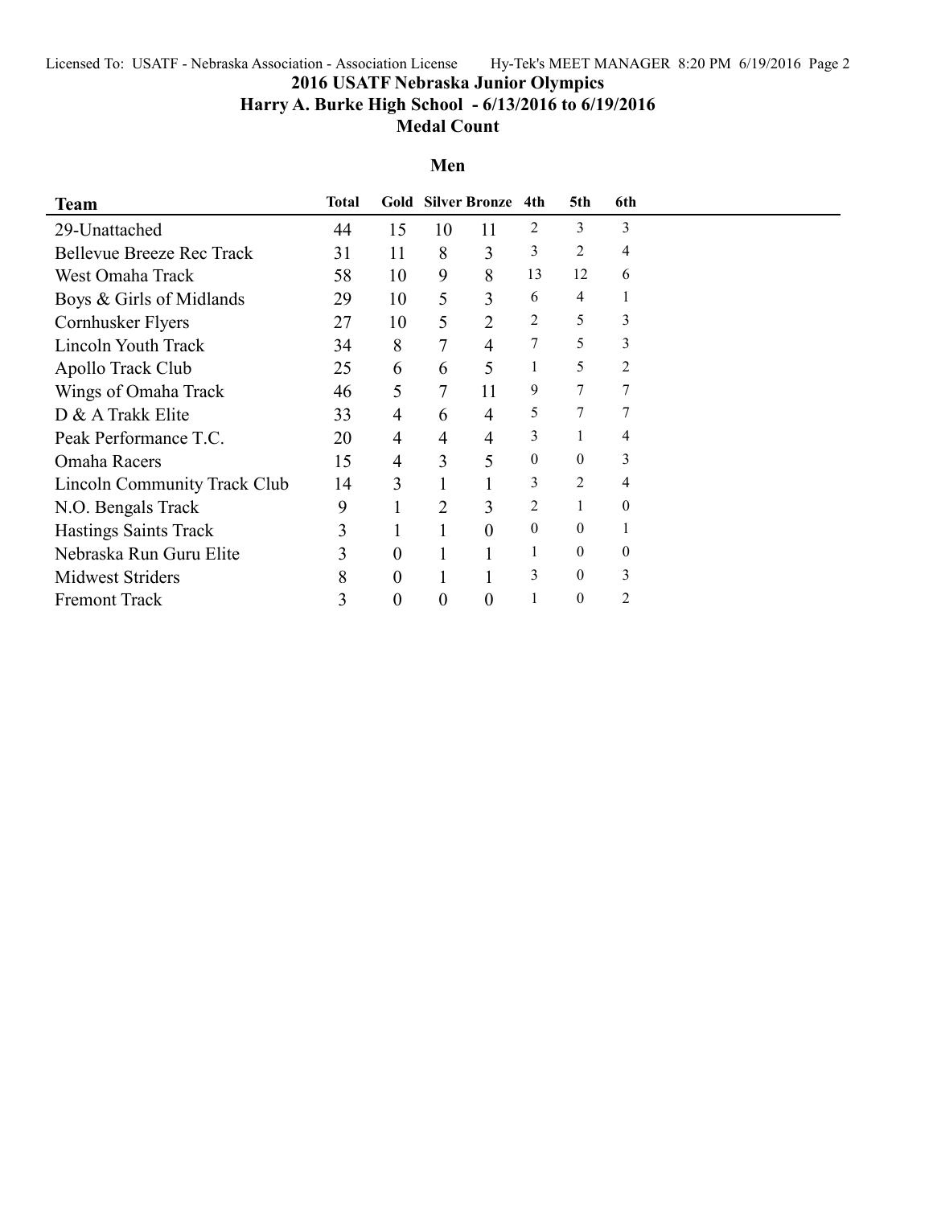## 2016 USATF Nebraska Junior Olympics

### Harry A. Burke High School - 6/13/2016 to 6/19/2016

### Medal Count

#### Men

| Team | Total | Gold | Silver | Bronze | 4th | 5th | 6th |
|---|---|---|---|---|---|---|---|
| 29-Unattached | 44 | 15 | 10 | 11 | 2 | 3 | 3 |
| Bellevue Breeze Rec Track | 31 | 11 | 8 | 3 | 3 | 2 | 4 |
| West Omaha Track | 58 | 10 | 9 | 8 | 13 | 12 | 6 |
| Boys & Girls of Midlands | 29 | 10 | 5 | 3 | 6 | 4 | 1 |
| Cornhusker Flyers | 27 | 10 | 5 | 2 | 2 | 5 | 3 |
| Lincoln Youth Track | 34 | 8 | 7 | 4 | 7 | 5 | 3 |
| Apollo Track Club | 25 | 6 | 6 | 5 | 1 | 5 | 2 |
| Wings of Omaha Track | 46 | 5 | 7 | 11 | 9 | 7 | 7 |
| D & A Trakk Elite | 33 | 4 | 6 | 4 | 5 | 7 | 7 |
| Peak Performance T.C. | 20 | 4 | 4 | 4 | 3 | 1 | 4 |
| Omaha Racers | 15 | 4 | 3 | 5 | 0 | 0 | 3 |
| Lincoln Community Track Club | 14 | 3 | 1 | 1 | 3 | 2 | 4 |
| N.O. Bengals Track | 9 | 1 | 2 | 3 | 2 | 1 | 0 |
| Hastings Saints Track | 3 | 1 | 1 | 0 | 0 | 0 | 1 |
| Nebraska Run Guru Elite | 3 | 0 | 1 | 1 | 1 | 0 | 0 |
| Midwest Striders | 8 | 0 | 1 | 1 | 3 | 0 | 3 |
| Fremont Track | 3 | 0 | 0 | 0 | 1 | 0 | 2 |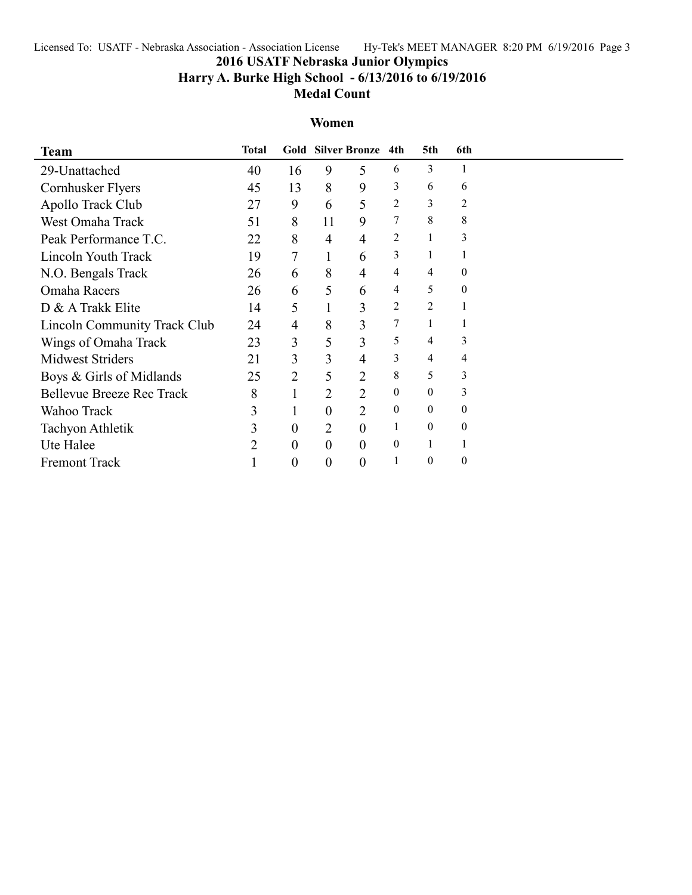# 2016 USATF Nebraska Junior Olympics

## Harry A. Burke High School - 6/13/2016 to 6/19/2016

## Medal Count

### Women

| Team | Total | Gold | Silver | Bronze | 4th | 5th | 6th |
|---|---|---|---|---|---|---|---|
| 29-Unattached | 40 | 16 | 9 | 5 | 6 | 3 | 1 |
| Cornhusker Flyers | 45 | 13 | 8 | 9 | 3 | 6 | 6 |
| Apollo Track Club | 27 | 9 | 6 | 5 | 2 | 3 | 2 |
| West Omaha Track | 51 | 8 | 11 | 9 | 7 | 8 | 8 |
| Peak Performance T.C. | 22 | 8 | 4 | 4 | 2 | 1 | 3 |
| Lincoln Youth Track | 19 | 7 | 1 | 6 | 3 | 1 | 1 |
| N.O. Bengals Track | 26 | 6 | 8 | 4 | 4 | 4 | 0 |
| Omaha Racers | 26 | 6 | 5 | 6 | 4 | 5 | 0 |
| D & A Trakk Elite | 14 | 5 | 1 | 3 | 2 | 2 | 1 |
| Lincoln Community Track Club | 24 | 4 | 8 | 3 | 7 | 1 | 1 |
| Wings of Omaha Track | 23 | 3 | 5 | 3 | 5 | 4 | 3 |
| Midwest Striders | 21 | 3 | 3 | 4 | 3 | 4 | 4 |
| Boys & Girls of Midlands | 25 | 2 | 5 | 2 | 8 | 5 | 3 |
| Bellevue Breeze Rec Track | 8 | 1 | 2 | 2 | 0 | 0 | 3 |
| Wahoo Track | 3 | 1 | 0 | 2 | 0 | 0 | 0 |
| Tachyon Athletik | 3 | 0 | 2 | 0 | 1 | 0 | 0 |
| Ute Halee | 2 | 0 | 0 | 0 | 0 | 1 | 1 |
| Fremont Track | 1 | 0 | 0 | 0 | 1 | 0 | 0 |